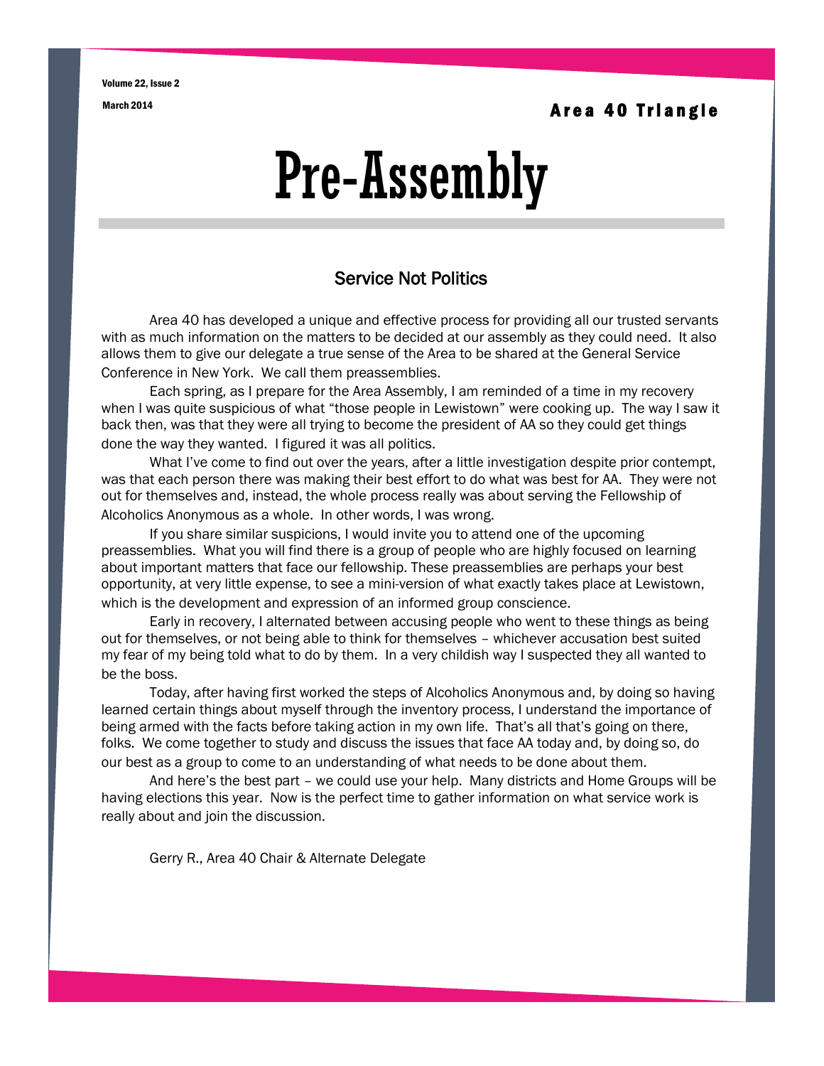Volume 22, Issue 2

March 2014

**Area 40 Triangle**

# Pre-Assembly

## Service Not Politics

Area 40 has developed a unique and effective process for providing all our trusted servants with as much information on the matters to be decided at our assembly as they could need. It also allows them to give our delegate a true sense of the Area to be shared at the General Service Conference in New York. We call them preassemblies.

Each spring, as I prepare for the Area Assembly, I am reminded of a time in my recovery when I was quite suspicious of what "those people in Lewistown" were cooking up. The way I saw it back then, was that they were all trying to become the president of AA so they could get things done the way they wanted. I figured it was all politics.

What I've come to find out over the years, after a little investigation despite prior contempt, was that each person there was making their best effort to do what was best for AA. They were not out for themselves and, instead, the whole process really was about serving the Fellowship of Alcoholics Anonymous as a whole. In other words, I was wrong.

If you share similar suspicions, I would invite you to attend one of the upcoming preassemblies. What you will find there is a group of people who are highly focused on learning about important matters that face our fellowship. These preassemblies are perhaps your best opportunity, at very little expense, to see a mini-version of what exactly takes place at Lewistown, which is the development and expression of an informed group conscience.

Early in recovery, I alternated between accusing people who went to these things as being out for themselves, or not being able to think for themselves – whichever accusation best suited my fear of my being told what to do by them. In a very childish way I suspected they all wanted to be the boss.

Today, after having first worked the steps of Alcoholics Anonymous and, by doing so having learned certain things about myself through the inventory process, I understand the importance of being armed with the facts before taking action in my own life. That's all that's going on there, folks. We come together to study and discuss the issues that face AA today and, by doing so, do our best as a group to come to an understanding of what needs to be done about them.

And here's the best part – we could use your help. Many districts and Home Groups will be having elections this year. Now is the perfect time to gather information on what service work is really about and join the discussion.

Gerry R., Area 40 Chair & Alternate Delegate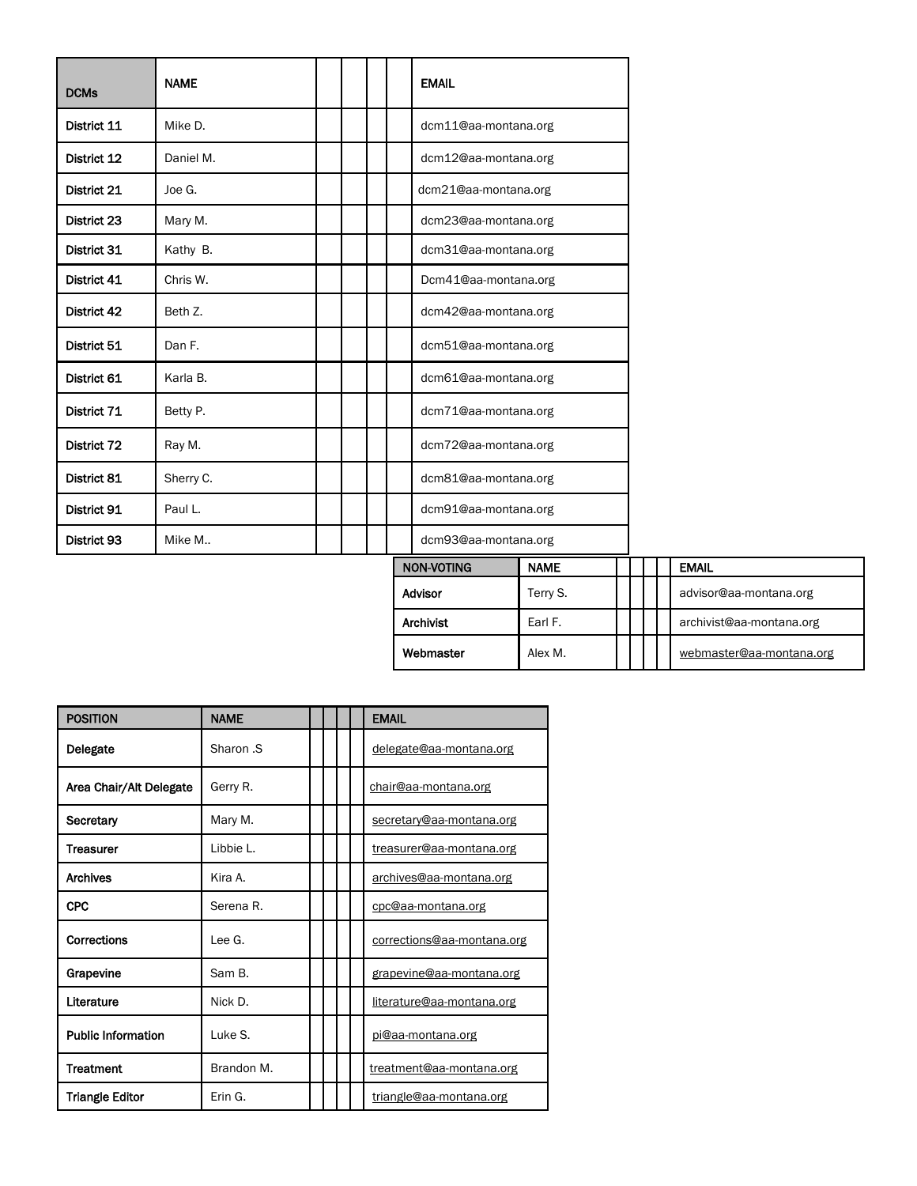| DCMs | NAME | | | | | EMAIL |
|---|---|---|---|---|---|---|
| District 11 | Mike D. | | | | | dcm11@aa-montana.org |
| District 12 | Daniel M. | | | | | dcm12@aa-montana.org |
| District 21 | Joe G. | | | | | dcm21@aa-montana.org |
| District 23 | Mary M. | | | | | dcm23@aa-montana.org |
| District 31 | Kathy B. | | | | | dcm31@aa-montana.org |
| District 41 | Chris W. | | | | | Dcm41@aa-montana.org |
| District 42 | Beth Z. | | | | | dcm42@aa-montana.org |
| District 51 | Dan F. | | | | | dcm51@aa-montana.org |
| District 61 | Karla B. | | | | | dcm61@aa-montana.org |
| District 71 | Betty P. | | | | | dcm71@aa-montana.org |
| District 72 | Ray M. | | | | | dcm72@aa-montana.org |
| District 81 | Sherry C. | | | | | dcm81@aa-montana.org |
| District 91 | Paul L. | | | | | dcm91@aa-montana.org |
| District 93 | Mike M.. | | | | | dcm93@aa-montana.org |

| NON-VOTING | NAME | | | | EMAIL |
|---|---|---|---|---|---|
| Advisor | Terry S. | | | | advisor@aa-montana.org |
| Archivist | Earl F. | | | | archivist@aa-montana.org |
| Webmaster | Alex M. | | | | webmaster@aa-montana.org |

| POSITION | NAME | | | | | EMAIL |
|---|---|---|---|---|---|---|
| Delegate | Sharon .S | | | | | delegate@aa-montana.org |
| Area Chair/Alt Delegate | Gerry R. | | | | | chair@aa-montana.org |
| Secretary | Mary M. | | | | | secretary@aa-montana.org |
| Treasurer | Libbie L. | | | | | treasurer@aa-montana.org |
| Archives | Kira A. | | | | | archives@aa-montana.org |
| CPC | Serena R. | | | | | cpc@aa-montana.org |
| Corrections | Lee G. | | | | | corrections@aa-montana.org |
| Grapevine | Sam B. | | | | | grapevine@aa-montana.org |
| Literature | Nick D. | | | | | literature@aa-montana.org |
| Public Information | Luke S. | | | | | pi@aa-montana.org |
| Treatment | Brandon M. | | | | | treatment@aa-montana.org |
| Triangle Editor | Erin G. | | | | | triangle@aa-montana.org |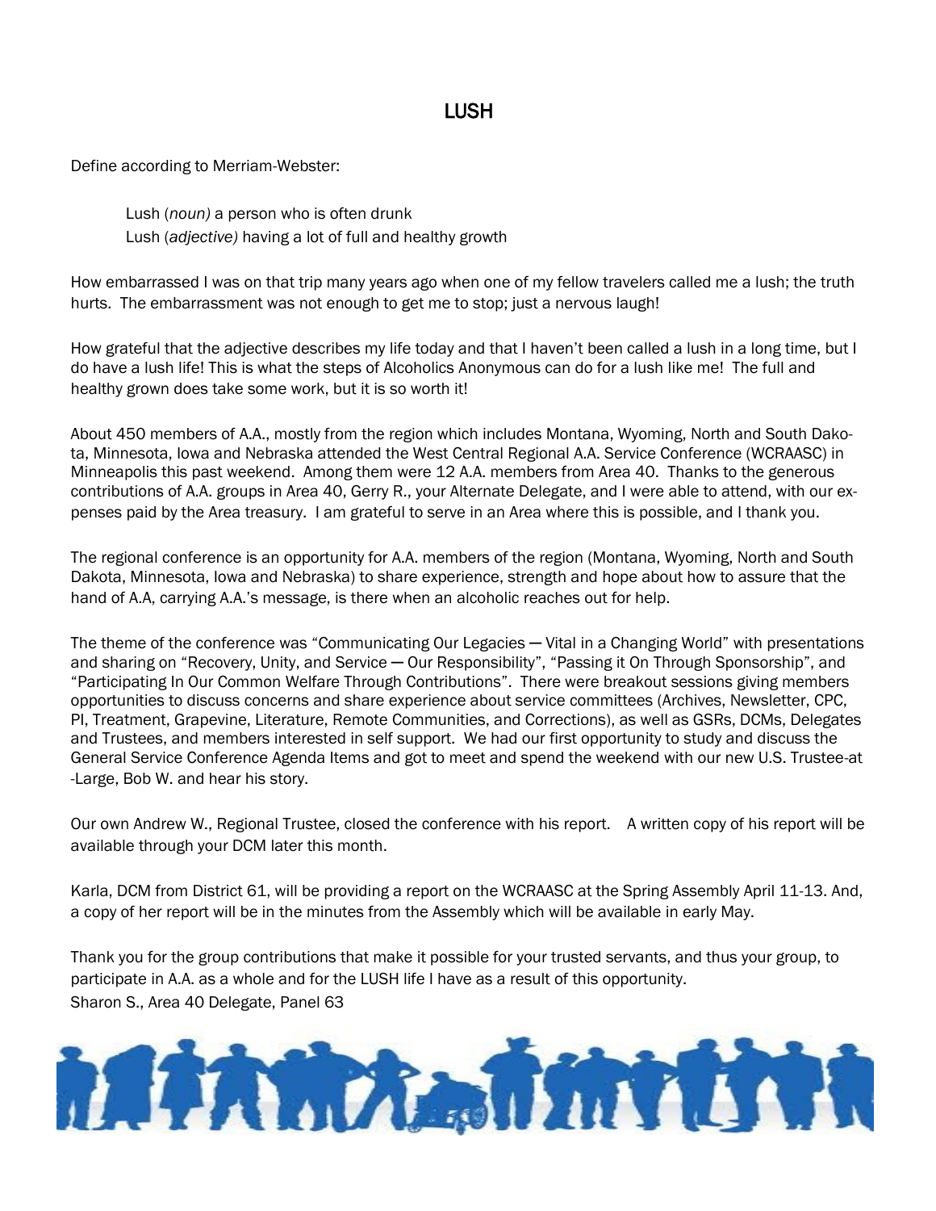# LUSH

Define according to Merriam-Webster:

> Lush (*noun)* a person who is often drunk
> Lush (*adjective)* having a lot of full and healthy growth

How embarrassed I was on that trip many years ago when one of my fellow travelers called me a lush; the truth hurts. The embarrassment was not enough to get me to stop; just a nervous laugh!

How grateful that the adjective describes my life today and that I haven't been called a lush in a long time, but I do have a lush life! This is what the steps of Alcoholics Anonymous can do for a lush like me! The full and healthy grown does take some work, but it is so worth it!

About 450 members of A.A., mostly from the region which includes Montana, Wyoming, North and South Dakota, Minnesota, Iowa and Nebraska attended the West Central Regional A.A. Service Conference (WCRAASC) in Minneapolis this past weekend. Among them were 12 A.A. members from Area 40. Thanks to the generous contributions of A.A. groups in Area 40, Gerry R., your Alternate Delegate, and I were able to attend, with our expenses paid by the Area treasury. I am grateful to serve in an Area where this is possible, and I thank you.

The regional conference is an opportunity for A.A. members of the region (Montana, Wyoming, North and South Dakota, Minnesota, Iowa and Nebraska) to share experience, strength and hope about how to assure that the hand of A.A, carrying A.A.'s message, is there when an alcoholic reaches out for help.

The theme of the conference was "Communicating Our Legacies — Vital in a Changing World" with presentations and sharing on "Recovery, Unity, and Service — Our Responsibility", "Passing it On Through Sponsorship", and "Participating In Our Common Welfare Through Contributions". There were breakout sessions giving members opportunities to discuss concerns and share experience about service committees (Archives, Newsletter, CPC, PI, Treatment, Grapevine, Literature, Remote Communities, and Corrections), as well as GSRs, DCMs, Delegates and Trustees, and members interested in self support. We had our first opportunity to study and discuss the General Service Conference Agenda Items and got to meet and spend the weekend with our new U.S. Trustee-at-Large, Bob W. and hear his story.

Our own Andrew W., Regional Trustee, closed the conference with his report. A written copy of his report will be available through your DCM later this month.

Karla, DCM from District 61, will be providing a report on the WCRAASC at the Spring Assembly April 11-13. And, a copy of her report will be in the minutes from the Assembly which will be available in early May.

Thank you for the group contributions that make it possible for your trusted servants, and thus your group, to participate in A.A. as a whole and for the LUSH life I have as a result of this opportunity.

Sharon S., Area 40 Delegate, Panel 63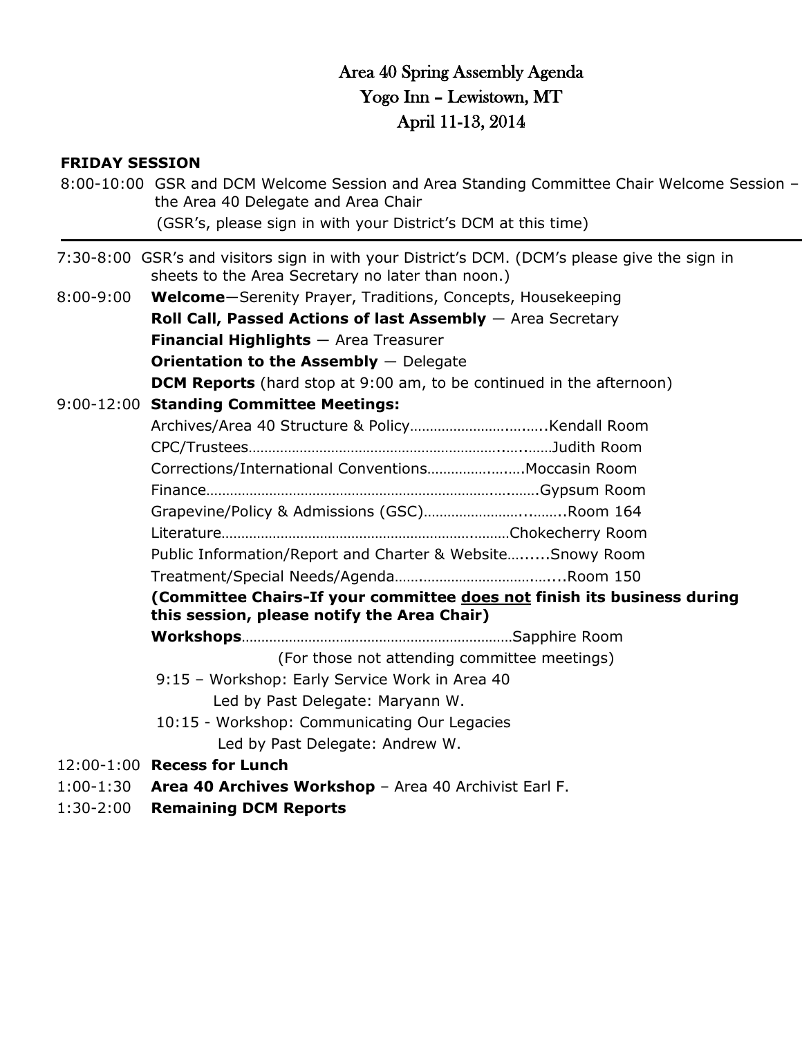# Area 40 Spring Assembly Agenda
## Yogo Inn – Lewistown, MT
## April 11-13, 2014

**FRIDAY SESSION**

8:00-10:00 GSR and DCM Welcome Session and Area Standing Committee Chair Welcome Session – the Area 40 Delegate and Area Chair
(GSR's, please sign in with your District's DCM at this time)

---

7:30-8:00 GSR's and visitors sign in with your District's DCM. (DCM's please give the sign in sheets to the Area Secretary no later than noon.)

8:00-9:00 **Welcome**—Serenity Prayer, Traditions, Concepts, Housekeeping
**Roll Call, Passed Actions of last Assembly** — Area Secretary
**Financial Highlights** — Area Treasurer
**Orientation to the Assembly** — Delegate
**DCM Reports** (hard stop at 9:00 am, to be continued in the afternoon)

9:00-12:00 **Standing Committee Meetings:**
Archives/Area 40 Structure & Policy……………………..…….Kendall Room
CPC/Trustees…………………………………………………….…..……Judith Room
Corrections/International Conventions…………..……Moccasin Room
Finance…………………………………………………………….….…….Gypsum Room
Grapevine/Policy & Admissions (GSC)…………………..……..Room 164
Literature……………………………………………………….………Chokecherry Room
Public Information/Report and Charter & Website….......Snowy Room
Treatment/Special Needs/Agenda…….…………………………....Room 150
**(Committee Chairs-If your committee <u>does not</u> finish its business during this session, please notify the Area Chair)**
**Workshops**……………………………………………………………Sapphire Room
(For those not attending committee meetings)
9:15 – Workshop: Early Service Work in Area 40
Led by Past Delegate: Maryann W.
10:15 - Workshop: Communicating Our Legacies
Led by Past Delegate: Andrew W.

12:00-1:00 **Recess for Lunch**

1:00-1:30 **Area 40 Archives Workshop** – Area 40 Archivist Earl F.

1:30-2:00 **Remaining DCM Reports**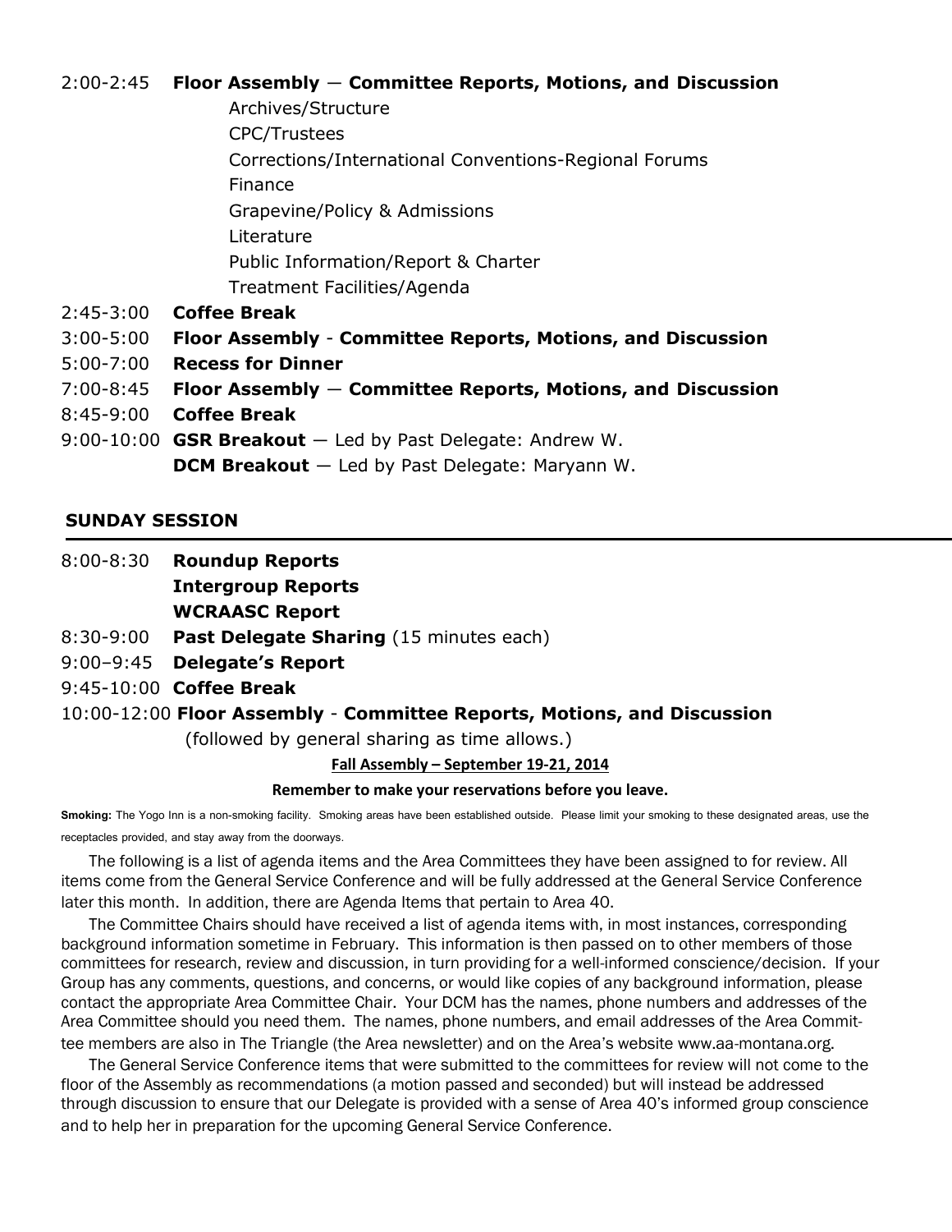2:00-2:45 **Floor Assembly — Committee Reports, Motions, and Discussion**

- Archives/Structure
- CPC/Trustees
- Corrections/International Conventions-Regional Forums
- Finance
- Grapevine/Policy & Admissions
- Literature
- Public Information/Report & Charter
- Treatment Facilities/Agenda

2:45-3:00 **Coffee Break**

3:00-5:00 **Floor Assembly - Committee Reports, Motions, and Discussion**

5:00-7:00 **Recess for Dinner**

7:00-8:45 **Floor Assembly — Committee Reports, Motions, and Discussion**

8:45-9:00 **Coffee Break**

9:00-10:00 **GSR Breakout** — Led by Past Delegate: Andrew W.

**DCM Breakout** — Led by Past Delegate: Maryann W.

## SUNDAY SESSION

8:00-8:30 **Roundup Reports**

**Intergroup Reports**

**WCRAASC Report**

8:30-9:00 **Past Delegate Sharing** (15 minutes each)

9:00–9:45 **Delegate's Report**

9:45-10:00 **Coffee Break**

10:00-12:00 **Floor Assembly - Committee Reports, Motions, and Discussion**

(followed by general sharing as time allows.)

**Fall Assembly – September 19-21, 2014**

**Remember to make your reservations before you leave.**

**Smoking:** The Yogo Inn is a non-smoking facility. Smoking areas have been established outside. Please limit your smoking to these designated areas, use the receptacles provided, and stay away from the doorways.

The following is a list of agenda items and the Area Committees they have been assigned to for review. All items come from the General Service Conference and will be fully addressed at the General Service Conference later this month. In addition, there are Agenda Items that pertain to Area 40.

The Committee Chairs should have received a list of agenda items with, in most instances, corresponding background information sometime in February. This information is then passed on to other members of those committees for research, review and discussion, in turn providing for a well-informed conscience/decision. If your Group has any comments, questions, and concerns, or would like copies of any background information, please contact the appropriate Area Committee Chair. Your DCM has the names, phone numbers and addresses of the Area Committee should you need them. The names, phone numbers, and email addresses of the Area Committee members are also in The Triangle (the Area newsletter) and on the Area's website www.aa-montana.org.

The General Service Conference items that were submitted to the committees for review will not come to the floor of the Assembly as recommendations (a motion passed and seconded) but will instead be addressed through discussion to ensure that our Delegate is provided with a sense of Area 40's informed group conscience and to help her in preparation for the upcoming General Service Conference.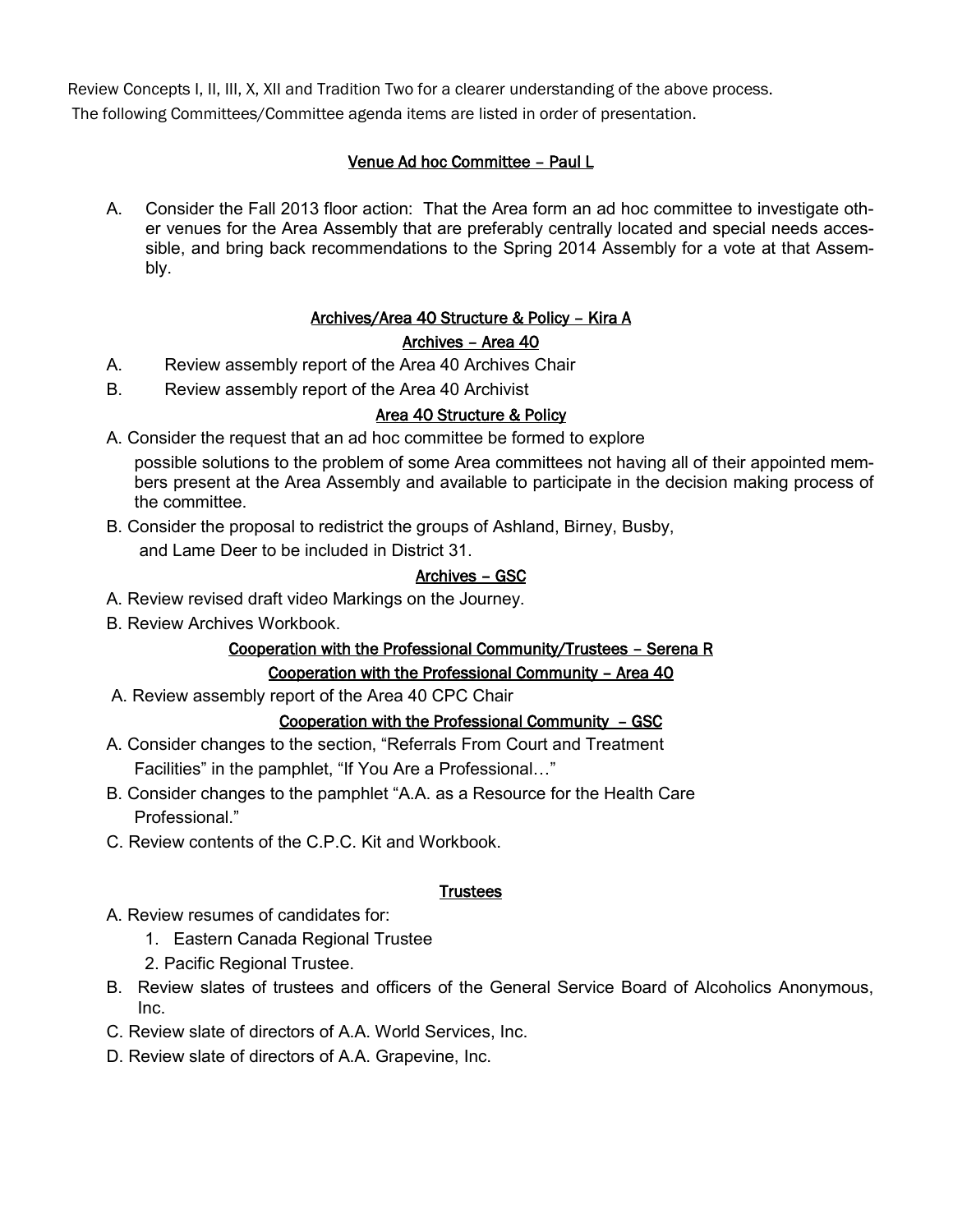Review Concepts I, II, III, X, XII and Tradition Two for a clearer understanding of the above process.
The following Committees/Committee agenda items are listed in order of presentation.

## Venue Ad hoc Committee – Paul L

A. Consider the Fall 2013 floor action: That the Area form an ad hoc committee to investigate other venues for the Area Assembly that are preferably centrally located and special needs accessible, and bring back recommendations to the Spring 2014 Assembly for a vote at that Assembly.

## Archives/Area 40 Structure & Policy – Kira A

### Archives – Area 40

A. Review assembly report of the Area 40 Archives Chair
B. Review assembly report of the Area 40 Archivist

### Area 40 Structure & Policy

A. Consider the request that an ad hoc committee be formed to explore possible solutions to the problem of some Area committees not having all of their appointed members present at the Area Assembly and available to participate in the decision making process of the committee.
B. Consider the proposal to redistrict the groups of Ashland, Birney, Busby, and Lame Deer to be included in District 31.

### Archives – GSC

A. Review revised draft video Markings on the Journey.
B. Review Archives Workbook.

## Cooperation with the Professional Community/Trustees – Serena R

### Cooperation with the Professional Community – Area 40

A. Review assembly report of the Area 40 CPC Chair

### Cooperation with the Professional Community – GSC

A. Consider changes to the section, "Referrals From Court and Treatment Facilities" in the pamphlet, "If You Are a Professional…"
B. Consider changes to the pamphlet "A.A. as a Resource for the Health Care Professional."
C. Review contents of the C.P.C. Kit and Workbook.

### Trustees

A. Review resumes of candidates for:
   1. Eastern Canada Regional Trustee
   2. Pacific Regional Trustee.
B. Review slates of trustees and officers of the General Service Board of Alcoholics Anonymous, Inc.
C. Review slate of directors of A.A. World Services, Inc.
D. Review slate of directors of A.A. Grapevine, Inc.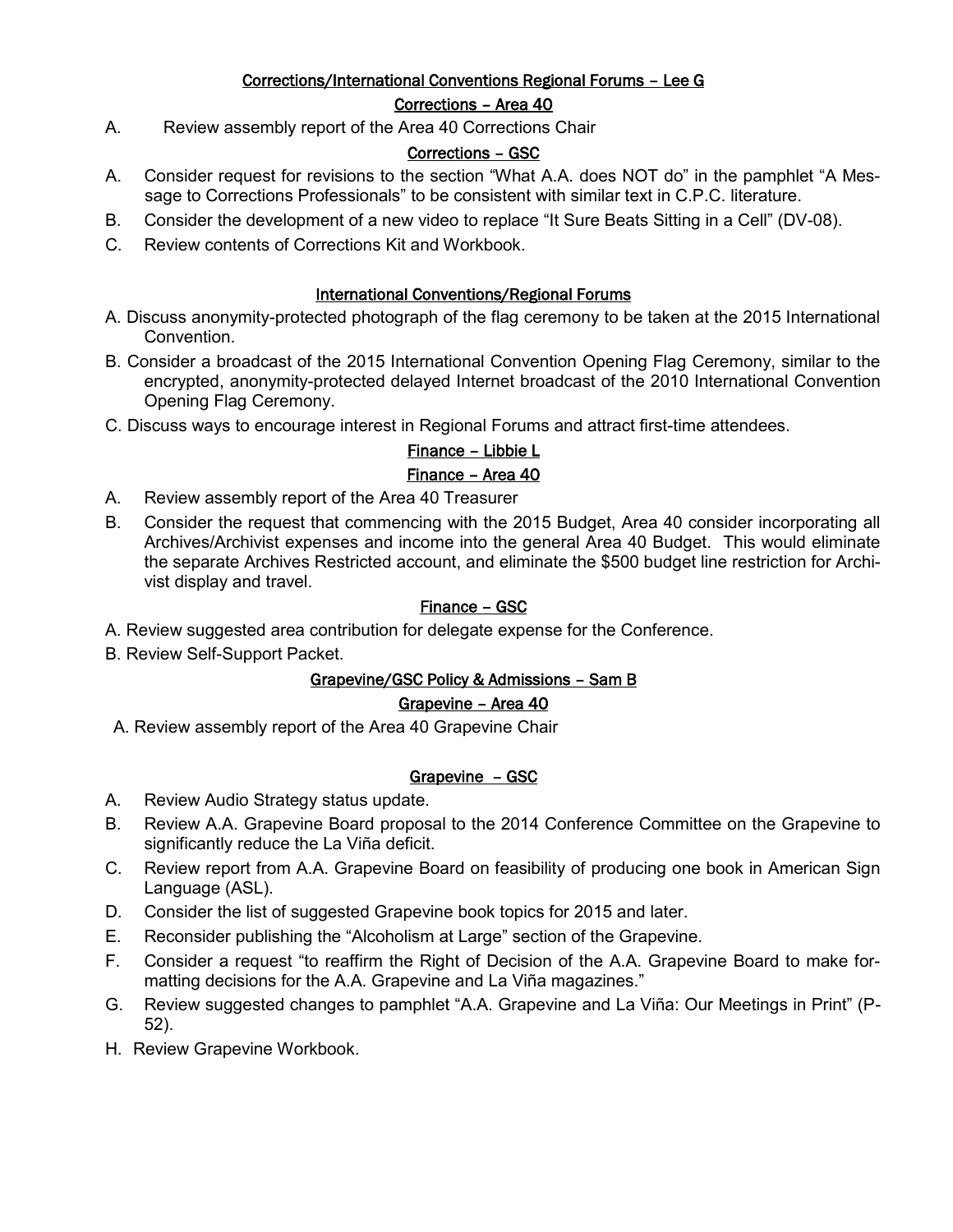## Corrections/International Conventions Regional Forums – Lee G

### Corrections – Area 40

A. Review assembly report of the Area 40 Corrections Chair

### Corrections – GSC

A. Consider request for revisions to the section "What A.A. does NOT do" in the pamphlet "A Message to Corrections Professionals" to be consistent with similar text in C.P.C. literature.
B. Consider the development of a new video to replace "It Sure Beats Sitting in a Cell" (DV-08).
C. Review contents of Corrections Kit and Workbook.

### International Conventions/Regional Forums

A. Discuss anonymity-protected photograph of the flag ceremony to be taken at the 2015 International Convention.
B. Consider a broadcast of the 2015 International Convention Opening Flag Ceremony, similar to the encrypted, anonymity-protected delayed Internet broadcast of the 2010 International Convention Opening Flag Ceremony.
C. Discuss ways to encourage interest in Regional Forums and attract first-time attendees.

## Finance – Libbie L

### Finance – Area 40

A. Review assembly report of the Area 40 Treasurer
B. Consider the request that commencing with the 2015 Budget, Area 40 consider incorporating all Archives/Archivist expenses and income into the general Area 40 Budget. This would eliminate the separate Archives Restricted account, and eliminate the $500 budget line restriction for Archivist display and travel.

### Finance – GSC

A. Review suggested area contribution for delegate expense for the Conference.
B. Review Self-Support Packet.

## Grapevine/GSC Policy & Admissions – Sam B

### Grapevine – Area 40

A. Review assembly report of the Area 40 Grapevine Chair

### Grapevine – GSC

A. Review Audio Strategy status update.
B. Review A.A. Grapevine Board proposal to the 2014 Conference Committee on the Grapevine to significantly reduce the La Viña deficit.
C. Review report from A.A. Grapevine Board on feasibility of producing one book in American Sign Language (ASL).
D. Consider the list of suggested Grapevine book topics for 2015 and later.
E. Reconsider publishing the "Alcoholism at Large" section of the Grapevine.
F. Consider a request "to reaffirm the Right of Decision of the A.A. Grapevine Board to make formatting decisions for the A.A. Grapevine and La Viña magazines."
G. Review suggested changes to pamphlet "A.A. Grapevine and La Viña: Our Meetings in Print" (P-52).
H. Review Grapevine Workbook.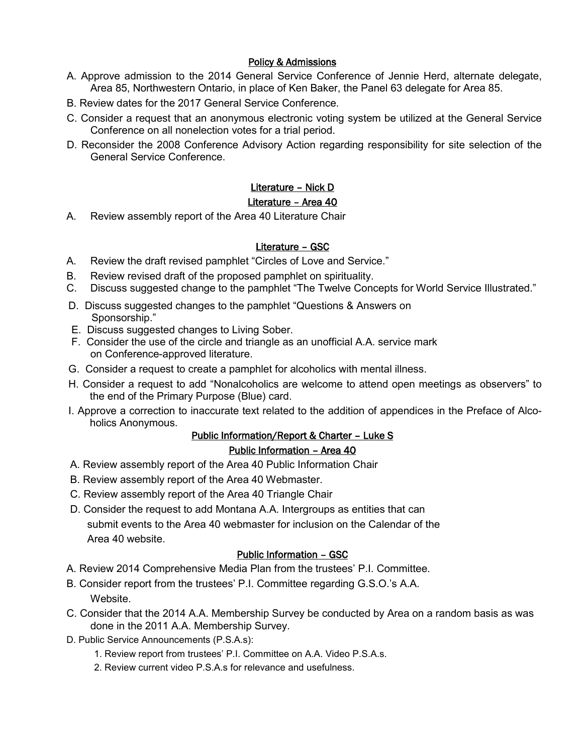### Policy & Admissions

A. Approve admission to the 2014 General Service Conference of Jennie Herd, alternate delegate, Area 85, Northwestern Ontario, in place of Ken Baker, the Panel 63 delegate for Area 85.

B. Review dates for the 2017 General Service Conference.

C. Consider a request that an anonymous electronic voting system be utilized at the General Service Conference on all nonelection votes for a trial period.

D. Reconsider the 2008 Conference Advisory Action regarding responsibility for site selection of the General Service Conference.

### Literature – Nick D

### Literature – Area 40

A. Review assembly report of the Area 40 Literature Chair

### Literature – GSC

A. Review the draft revised pamphlet "Circles of Love and Service."

B. Review revised draft of the proposed pamphlet on spirituality.

C. Discuss suggested change to the pamphlet "The Twelve Concepts for World Service Illustrated."

D. Discuss suggested changes to the pamphlet "Questions & Answers on Sponsorship."

E. Discuss suggested changes to Living Sober.

F. Consider the use of the circle and triangle as an unofficial A.A. service mark on Conference-approved literature.

G. Consider a request to create a pamphlet for alcoholics with mental illness.

H. Consider a request to add "Nonalcoholics are welcome to attend open meetings as observers" to the end of the Primary Purpose (Blue) card.

I. Approve a correction to inaccurate text related to the addition of appendices in the Preface of Alcoholics Anonymous.

### Public Information/Report & Charter – Luke S

### Public Information – Area 40

A. Review assembly report of the Area 40 Public Information Chair

B. Review assembly report of the Area 40 Webmaster.

C. Review assembly report of the Area 40 Triangle Chair

D. Consider the request to add Montana A.A. Intergroups as entities that can submit events to the Area 40 webmaster for inclusion on the Calendar of the Area 40 website.

### Public Information – GSC

A. Review 2014 Comprehensive Media Plan from the trustees' P.I. Committee.

B. Consider report from the trustees' P.I. Committee regarding G.S.O.'s A.A. Website.

C. Consider that the 2014 A.A. Membership Survey be conducted by Area on a random basis as was done in the 2011 A.A. Membership Survey.

D. Public Service Announcements (P.S.A.s):

1. Review report from trustees' P.I. Committee on A.A. Video P.S.A.s.
2. Review current video P.S.A.s for relevance and usefulness.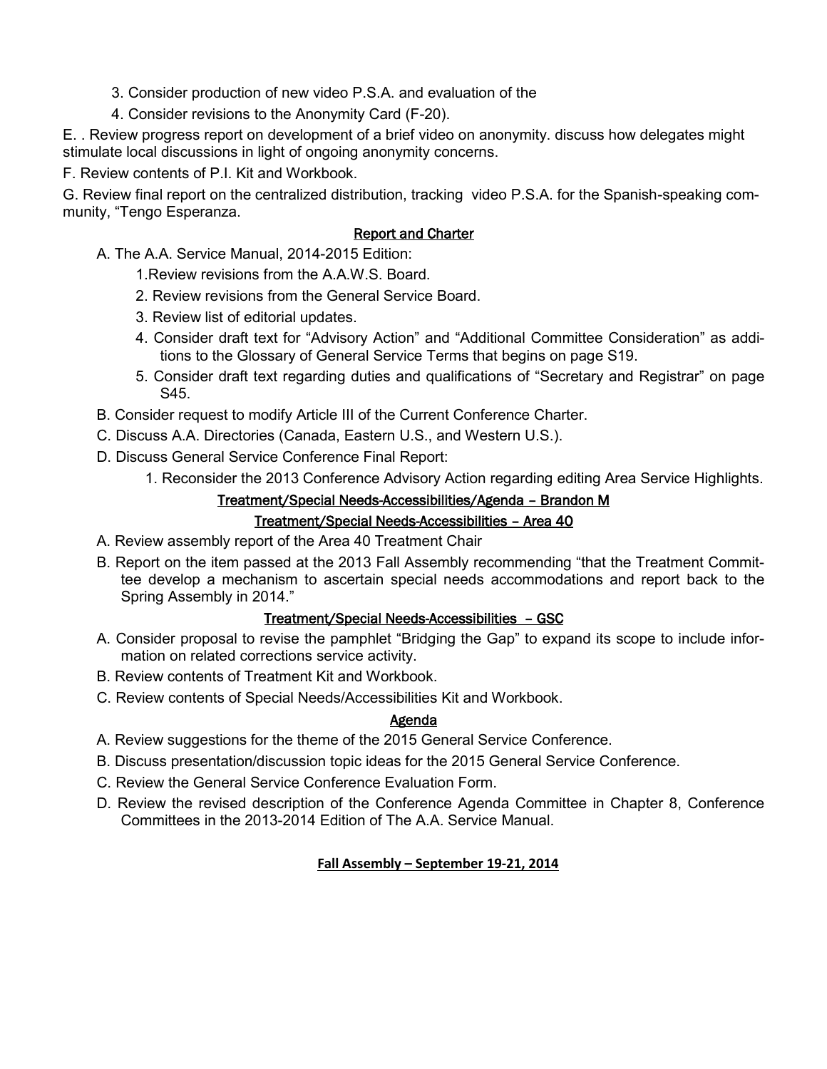3. Consider production of new video P.S.A. and evaluation of the
4. Consider revisions to the Anonymity Card (F-20).

E. . Review progress report on development of a brief video on anonymity. discuss how delegates might stimulate local discussions in light of ongoing anonymity concerns.

F. Review contents of P.I. Kit and Workbook.

G. Review final report on the centralized distribution, tracking video P.S.A. for the Spanish-speaking community, "Tengo Esperanza.

### Report and Charter

A. The A.A. Service Manual, 2014-2015 Edition:

1.Review revisions from the A.A.W.S. Board.
2. Review revisions from the General Service Board.
3. Review list of editorial updates.
4. Consider draft text for "Advisory Action" and "Additional Committee Consideration" as additions to the Glossary of General Service Terms that begins on page S19.
5. Consider draft text regarding duties and qualifications of "Secretary and Registrar" on page S45.

B. Consider request to modify Article III of the Current Conference Charter.

C. Discuss A.A. Directories (Canada, Eastern U.S., and Western U.S.).

D. Discuss General Service Conference Final Report:

1. Reconsider the 2013 Conference Advisory Action regarding editing Area Service Highlights.

### Treatment/Special Needs-Accessibilities/Agenda – Brandon M

### Treatment/Special Needs-Accessibilities – Area 40

A. Review assembly report of the Area 40 Treatment Chair

B. Report on the item passed at the 2013 Fall Assembly recommending "that the Treatment Committee develop a mechanism to ascertain special needs accommodations and report back to the Spring Assembly in 2014."

### Treatment/Special Needs-Accessibilities – GSC

A. Consider proposal to revise the pamphlet "Bridging the Gap" to expand its scope to include information on related corrections service activity.

B. Review contents of Treatment Kit and Workbook.

C. Review contents of Special Needs/Accessibilities Kit and Workbook.

### Agenda

A. Review suggestions for the theme of the 2015 General Service Conference.

B. Discuss presentation/discussion topic ideas for the 2015 General Service Conference.

C. Review the General Service Conference Evaluation Form.

D. Review the revised description of the Conference Agenda Committee in Chapter 8, Conference Committees in the 2013-2014 Edition of The A.A. Service Manual.

## Fall Assembly – September 19-21, 2014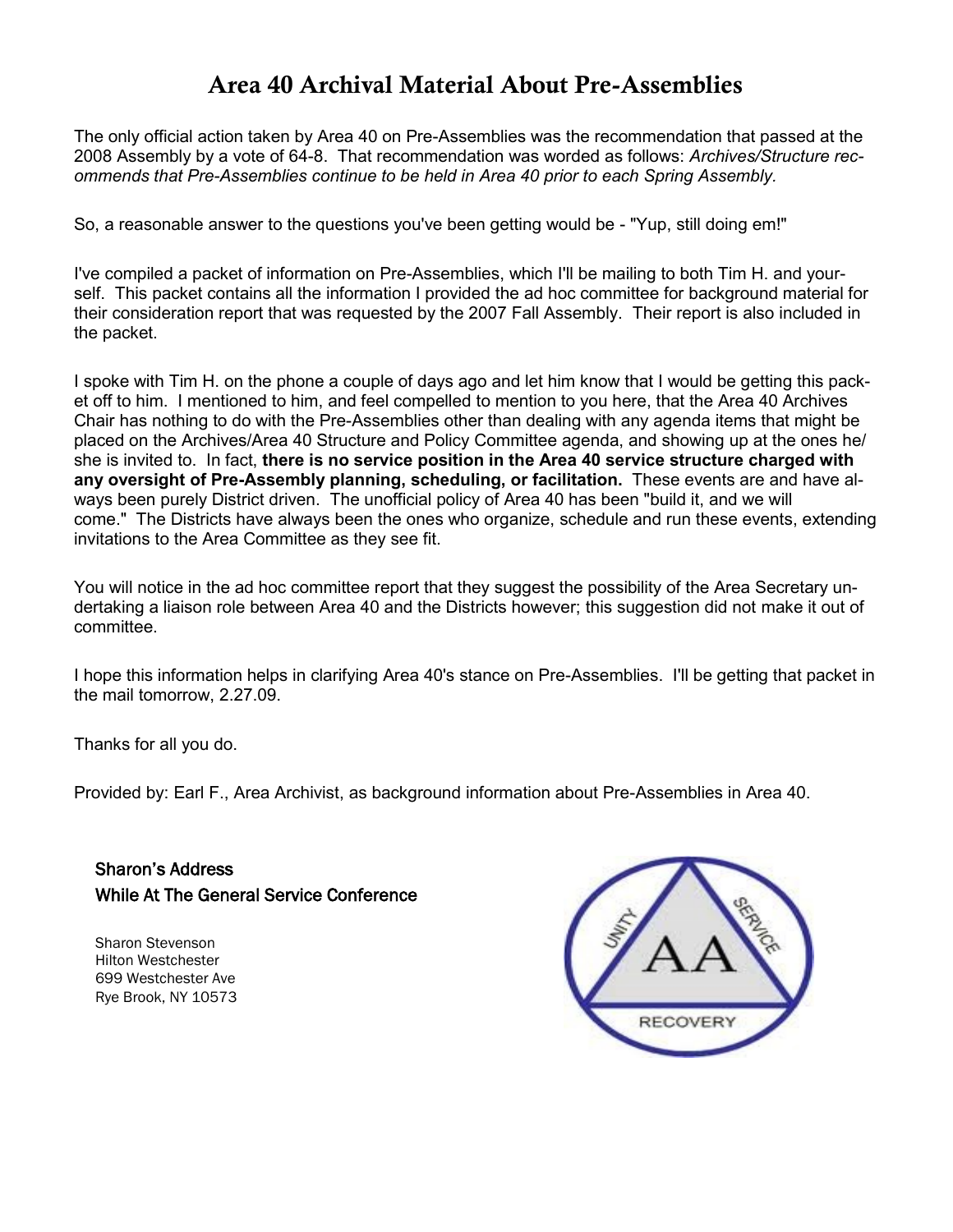# Area 40 Archival Material About Pre-Assemblies

The only official action taken by Area 40 on Pre-Assemblies was the recommendation that passed at the 2008 Assembly by a vote of 64-8. That recommendation was worded as follows: *Archives/Structure recommends that Pre-Assemblies continue to be held in Area 40 prior to each Spring Assembly.*

So, a reasonable answer to the questions you've been getting would be - "Yup, still doing em!"

I've compiled a packet of information on Pre-Assemblies, which I'll be mailing to both Tim H. and yourself. This packet contains all the information I provided the ad hoc committee for background material for their consideration report that was requested by the 2007 Fall Assembly. Their report is also included in the packet.

I spoke with Tim H. on the phone a couple of days ago and let him know that I would be getting this packet off to him. I mentioned to him, and feel compelled to mention to you here, that the Area 40 Archives Chair has nothing to do with the Pre-Assemblies other than dealing with any agenda items that might be placed on the Archives/Area 40 Structure and Policy Committee agenda, and showing up at the ones he/she is invited to. In fact, **there is no service position in the Area 40 service structure charged with any oversight of Pre-Assembly planning, scheduling, or facilitation.** These events are and have always been purely District driven. The unofficial policy of Area 40 has been "build it, and we will come." The Districts have always been the ones who organize, schedule and run these events, extending invitations to the Area Committee as they see fit.

You will notice in the ad hoc committee report that they suggest the possibility of the Area Secretary undertaking a liaison role between Area 40 and the Districts however; this suggestion did not make it out of committee.

I hope this information helps in clarifying Area 40's stance on Pre-Assemblies. I'll be getting that packet in the mail tomorrow, 2.27.09.

Thanks for all you do.

Provided by: Earl F., Area Archivist, as background information about Pre-Assemblies in Area 40.

**Sharon's Address**
**While At The General Service Conference**

Sharon Stevenson
Hilton Westchester
699 Westchester Ave
Rye Brook, NY 10573

UNITY SERVICE AA RECOVERY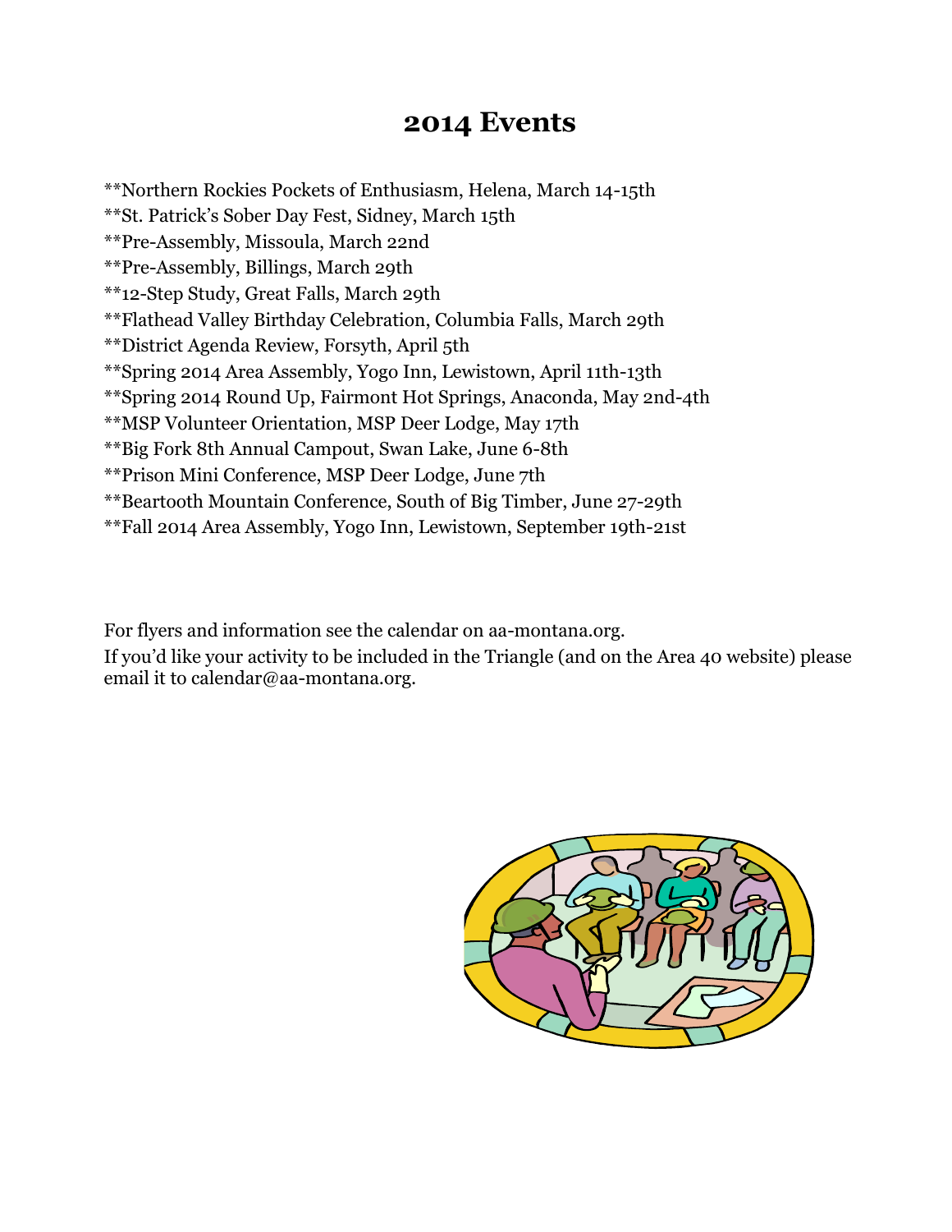# 2014 Events

**Northern Rockies Pockets of Enthusiasm, Helena, March 14-15th
**St. Patrick's Sober Day Fest, Sidney, March 15th
**Pre-Assembly, Missoula, March 22nd
**Pre-Assembly, Billings, March 29th
**12-Step Study, Great Falls, March 29th
**Flathead Valley Birthday Celebration, Columbia Falls, March 29th
**District Agenda Review, Forsyth, April 5th
**Spring 2014 Area Assembly, Yogo Inn, Lewistown, April 11th-13th
**Spring 2014 Round Up, Fairmont Hot Springs, Anaconda, May 2nd-4th
**MSP Volunteer Orientation, MSP Deer Lodge, May 17th
**Big Fork 8th Annual Campout, Swan Lake, June 6-8th
**Prison Mini Conference, MSP Deer Lodge, June 7th
**Beartooth Mountain Conference, South of Big Timber, June 27-29th
**Fall 2014 Area Assembly, Yogo Inn, Lewistown, September 19th-21st

For flyers and information see the calendar on aa-montana.org.

If you'd like your activity to be included in the Triangle (and on the Area 40 website) please email it to calendar@aa-montana.org.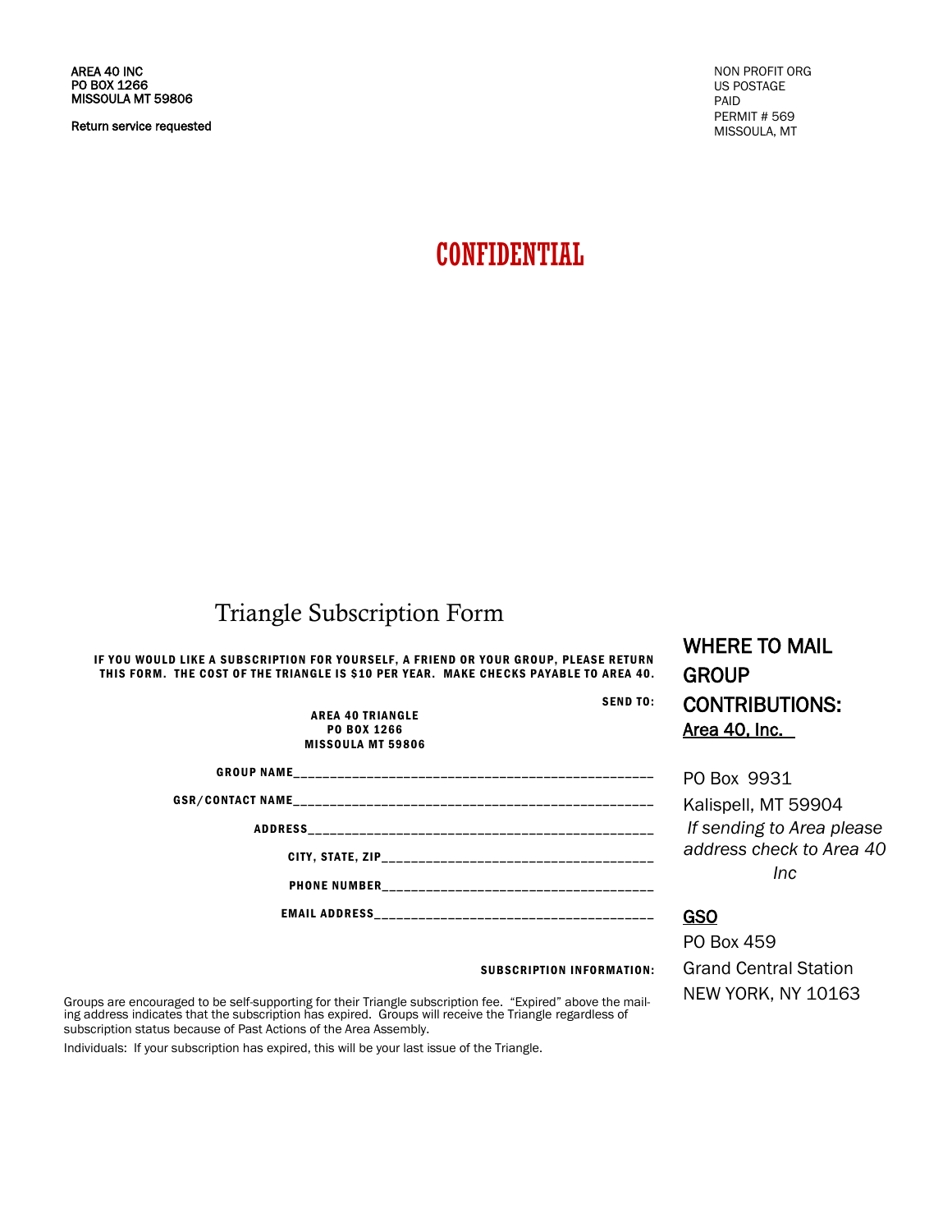AREA 40 INC
PO BOX 1266
MISSOULA MT 59806

Return service requested

NON PROFIT ORG
US POSTAGE
PAID
PERMIT # 569
MISSOULA, MT

# CONFIDENTIAL

## Triangle Subscription Form

**IF YOU WOULD LIKE A SUBSCRIPTION FOR YOURSELF, A FRIEND OR YOUR GROUP, PLEASE RETURN THIS FORM. THE COST OF THE TRIANGLE IS $10 PER YEAR. MAKE CHECKS PAYABLE TO AREA 40.**

**SEND TO:**

**AREA 40 TRIANGLE**
**PO BOX 1266**
**MISSOULA MT 59806**

**GROUP NAME**_________________________________________________

**GSR/CONTACT NAME**_________________________________________________

**ADDRESS**_________________________________________________

**CITY, STATE, ZIP**_____________________________________

**PHONE NUMBER**_____________________________________

**EMAIL ADDRESS**_____________________________________

**SUBSCRIPTION INFORMATION:**

Groups are encouraged to be self-supporting for their Triangle subscription fee. "Expired" above the mailing address indicates that the subscription has expired. Groups will receive the Triangle regardless of subscription status because of Past Actions of the Area Assembly.

Individuals: If your subscription has expired, this will be your last issue of the Triangle.

## WHERE TO MAIL GROUP CONTRIBUTIONS:

Area 40, Inc.

PO Box 9931
Kalispell, MT 59904
*If sending to Area please address check to Area 40 Inc*

GSO

PO Box 459
Grand Central Station
NEW YORK, NY 10163